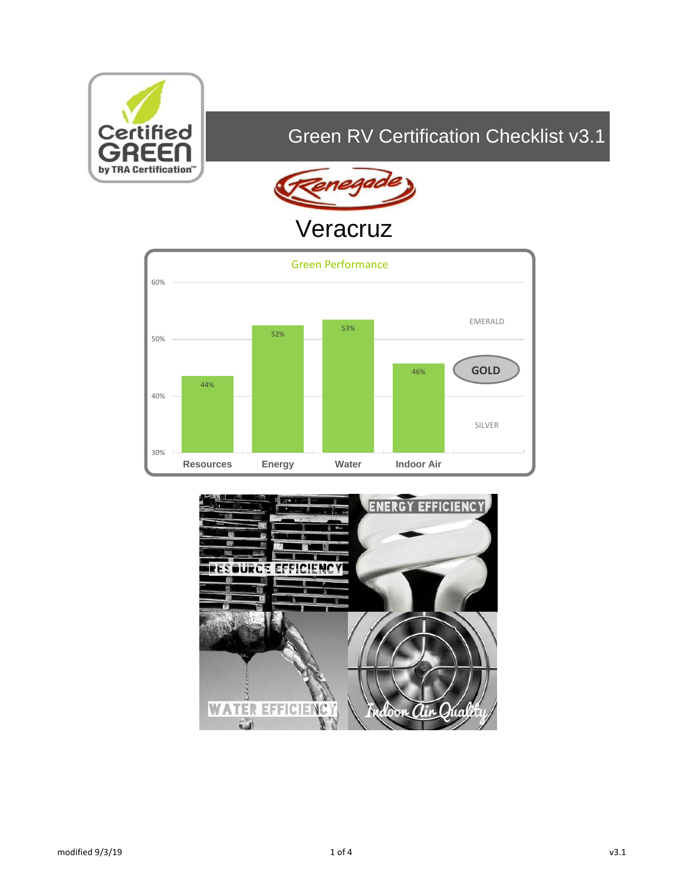# Green RV Certification Checklist v3.1

Certified GREEN by TRA Certification™

Renegade

## Veracruz

**Green Performance**

| Category | Score |
|---|---|
| Resources | 44% |
| Energy | 52% |
| Water | 53% |
| Indoor Air | 46% |

Levels: EMERALD, **GOLD**, SILVER

RESOURCE EFFICIENCY

ENERGY EFFICIENCY

WATER EFFICIENCY

Indoor Air Quality

modified 9/3/19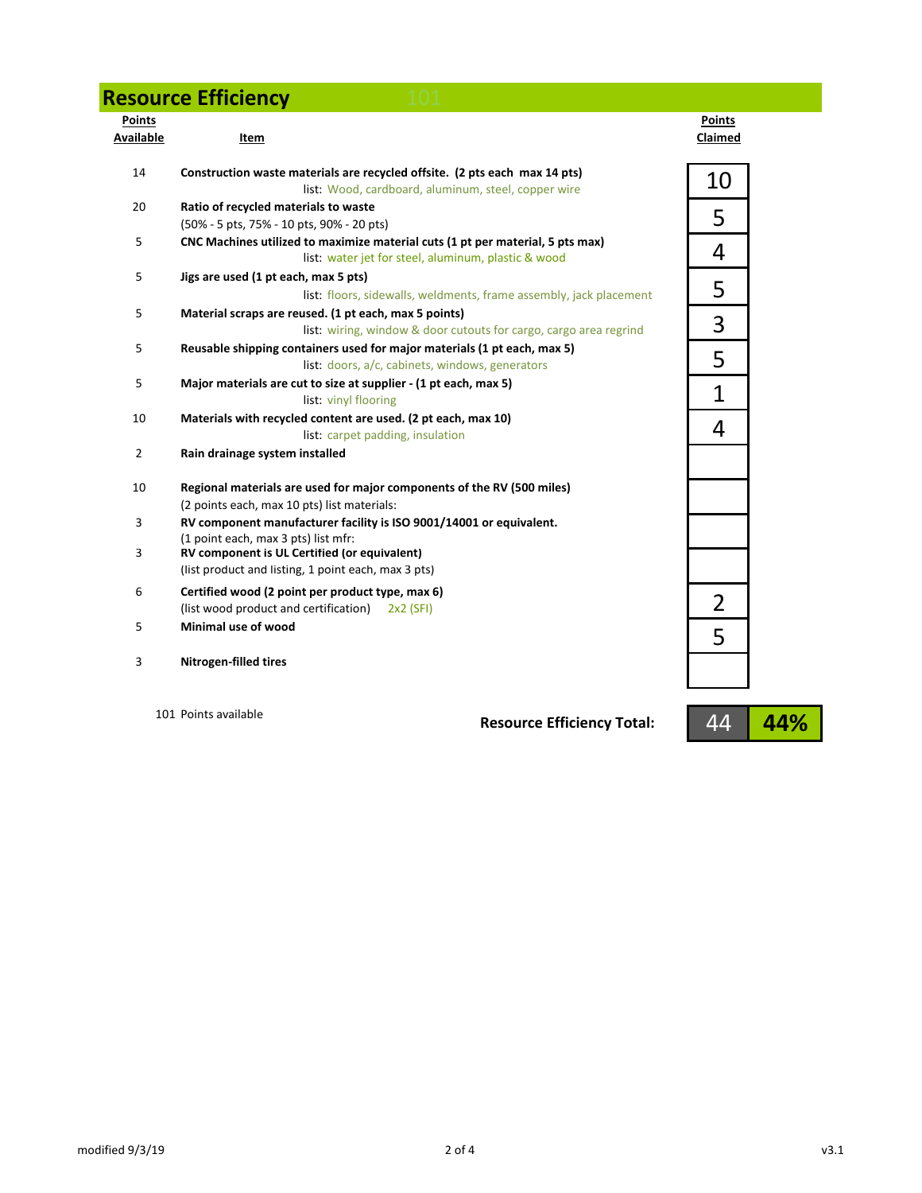## Resource Efficiency

| Points Available | Item | Points Claimed |
|---|---|---|
| 14 | **Construction waste materials are recycled offsite. (2 pts each max 14 pts)**<br>list: Wood, cardboard, aluminum, steel, copper wire | 10 |
| 20 | **Ratio of recycled materials to waste**<br>(50% - 5 pts, 75% - 10 pts, 90% - 20 pts) | 5 |
| 5 | **CNC Machines utilized to maximize material cuts (1 pt per material, 5 pts max)**<br>list: water jet for steel, aluminum, plastic & wood | 4 |
| 5 | **Jigs are used (1 pt each, max 5 pts)**<br>list: floors, sidewalls, weldments, frame assembly, jack placement | 5 |
| 5 | **Material scraps are reused. (1 pt each, max 5 points)**<br>list: wiring, window & door cutouts for cargo, cargo area regrind | 3 |
| 5 | **Reusable shipping containers used for major materials (1 pt each, max 5)**<br>list: doors, a/c, cabinets, windows, generators | 5 |
| 5 | **Major materials are cut to size at supplier - (1 pt each, max 5)**<br>list: vinyl flooring | 1 |
| 10 | **Materials with recycled content are used. (2 pt each, max 10)**<br>list: carpet padding, insulation | 4 |
| 2 | **Rain drainage system installed** | |
| 10 | **Regional materials are used for major components of the RV (500 miles)**<br>(2 points each, max 10 pts) list materials: | |
| 3 | **RV component manufacturer facility is ISO 9001/14001 or equivalent.**<br>(1 point each, max 3 pts) list mfr: | |
| 3 | **RV component is UL Certified (or equivalent)**<br>(list product and listing, 1 point each, max 3 pts) | |
| 6 | **Certified wood (2 point per product type, max 6)**<br>(list wood product and certification) 2x2 (SFI) | 2 |
| 5 | **Minimal use of wood** | 5 |
| 3 | **Nitrogen-filled tires** | |

101 Points available

**Resource Efficiency Total:** 44 **44%**

modified 9/3/19

v3.1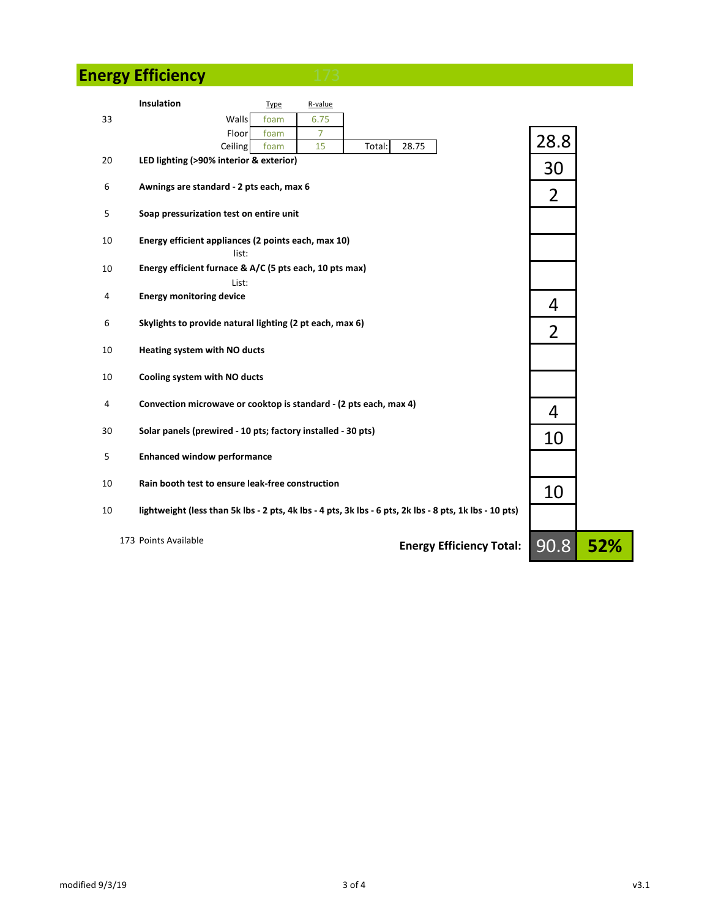## Energy Efficiency

173

| Points | Item | Score |
|---|---|---|
| 33 | **Insulation** | 28.8 |
| 20 | **LED lighting (>90% interior & exterior)** | 30 |
| 6 | **Awnings are standard - 2 pts each, max 6** | 2 |
| 5 | **Soap pressurization test on entire unit** | |
| 10 | **Energy efficient appliances (2 points each, max 10)**<br>list: | |
| 10 | **Energy efficient furnace & A/C (5 pts each, 10 pts max)**<br>List: | |
| 4 | **Energy monitoring device** | 4 |
| 6 | **Skylights to provide natural lighting (2 pt each, max 6)** | 2 |
| 10 | **Heating system with NO ducts** | |
| 10 | **Cooling system with NO ducts** | |
| 4 | **Convection microwave or cooktop is standard - (2 pts each, max 4)** | 4 |
| 30 | **Solar panels (prewired - 10 pts; factory installed - 30 pts)** | 10 |
| 5 | **Enhanced window performance** | |
| 10 | **Rain booth test to ensure leak-free construction** | 10 |
| 10 | **lightweight (less than 5k lbs - 2 pts, 4k lbs - 4 pts, 3k lbs - 6 pts, 2k lbs - 8 pts, 1k lbs - 10 pts)** | |

Insulation:

| | Type | R-value |
|---|---|---|
| Walls | foam | 6.75 |
| Floor | foam | 7 |
| Ceiling | foam | 15 |
| Total: | | 28.75 |

173 Points Available

**Energy Efficiency Total:** 90.8 **52%**

modified 9/3/19

v3.1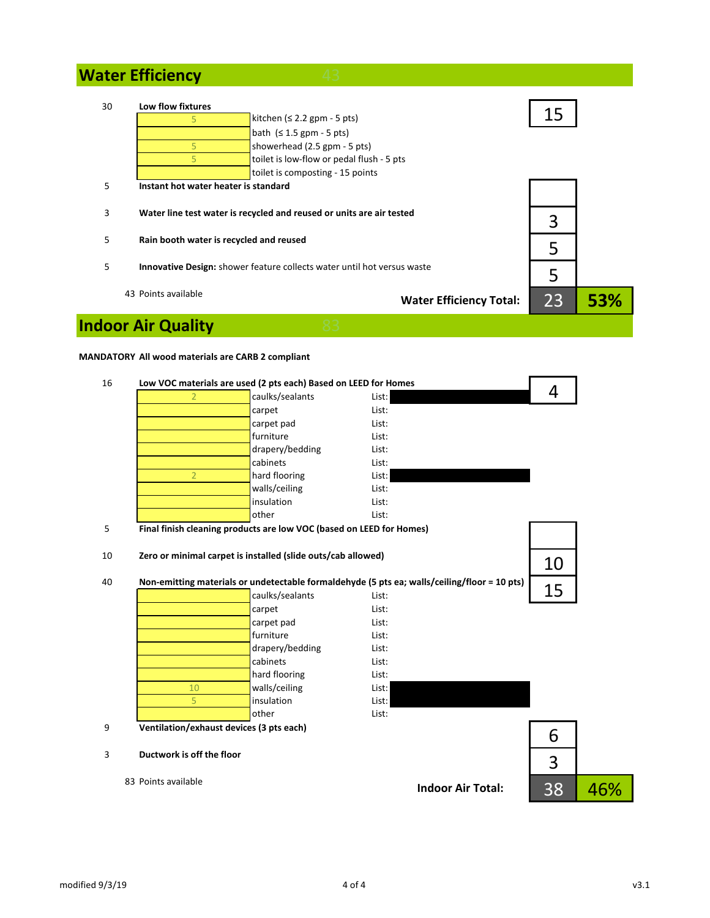## Water Efficiency

| Points | Item | | Score |
|---|---|---|---|
| 30 | **Low flow fixtures** | | 15 |
| | 5 | kitchen (≤ 2.2 gpm - 5 pts) | |
| | | bath (≤ 1.5 gpm - 5 pts) | |
| | 5 | showerhead (2.5 gpm - 5 pts) | |
| | 5 | toilet is low-flow or pedal flush - 5 pts | |
| | | toilet is composting - 15 points | |
| 5 | **Instant hot water heater is standard** | | |
| 3 | **Water line test water is recycled and reused or units are air tested** | | 3 |
| 5 | **Rain booth water is recycled and reused** | | 5 |
| 5 | **Innovative Design:** shower feature collects water until hot versus waste | | 5 |

43 Points available

**Water Efficiency Total:** 23 **53%**

## Indoor Air Quality

**MANDATORY All wood materials are CARB 2 compliant**

| Points | Item | | | Score |
|---|---|---|---|---|
| 16 | **Low VOC materials are used (2 pts each) Based on LEED for Homes** | | | 4 |
| | 2 | caulks/sealants | List: | |
| | | carpet | List: | |
| | | carpet pad | List: | |
| | | furniture | List: | |
| | | drapery/bedding | List: | |
| | | cabinets | List: | |
| | 2 | hard flooring | List: | |
| | | walls/ceiling | List: | |
| | | insulation | List: | |
| | | other | List: | |
| 5 | **Final finish cleaning products are low VOC (based on LEED for Homes)** | | | |
| 10 | **Zero or minimal carpet is installed (slide outs/cab allowed)** | | | 10 |
| 40 | **Non-emitting materials or undetectable formaldehyde (5 pts ea; walls/ceiling/floor = 10 pts)** | | | 15 |
| | | caulks/sealants | List: | |
| | | carpet | List: | |
| | | carpet pad | List: | |
| | | furniture | List: | |
| | | drapery/bedding | List: | |
| | | cabinets | List: | |
| | | hard flooring | List: | |
| | 10 | walls/ceiling | List: | |
| | 5 | insulation | List: | |
| | | other | List: | |
| 9 | **Ventilation/exhaust devices (3 pts each)** | | | 6 |
| 3 | **Ductwork is off the floor** | | | 3 |

83 Points available

**Indoor Air Total:** 38 46%

modified 9/3/19

v3.1